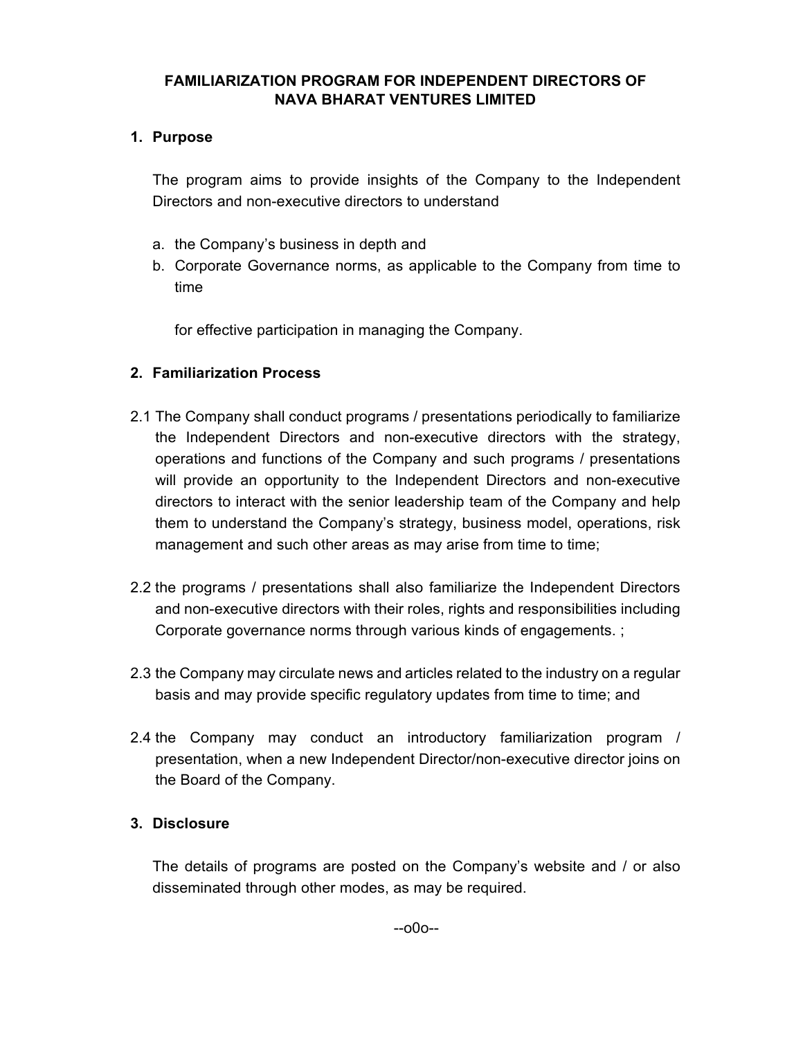# FAMILIARIZATION PROGRAM FOR INDEPENDENT DIRECTORS OF NAVA BHARAT VENTURES LIMITED

## 1. Purpose

The program aims to provide insights of the Company to the Independent Directors and non-executive directors to understand

a. the Company's business in depth and
b. Corporate Governance norms, as applicable to the Company from time to time

for effective participation in managing the Company.

## 2. Familiarization Process

2.1 The Company shall conduct programs / presentations periodically to familiarize the Independent Directors and non-executive directors with the strategy, operations and functions of the Company and such programs / presentations will provide an opportunity to the Independent Directors and non-executive directors to interact with the senior leadership team of the Company and help them to understand the Company's strategy, business model, operations, risk management and such other areas as may arise from time to time;

2.2 the programs / presentations shall also familiarize the Independent Directors and non-executive directors with their roles, rights and responsibilities including Corporate governance norms through various kinds of engagements. ;

2.3 the Company may circulate news and articles related to the industry on a regular basis and may provide specific regulatory updates from time to time; and

2.4 the Company may conduct an introductory familiarization program / presentation, when a new Independent Director/non-executive director joins on the Board of the Company.

## 3. Disclosure

The details of programs are posted on the Company's website and / or also disseminated through other modes, as may be required.

--o0o--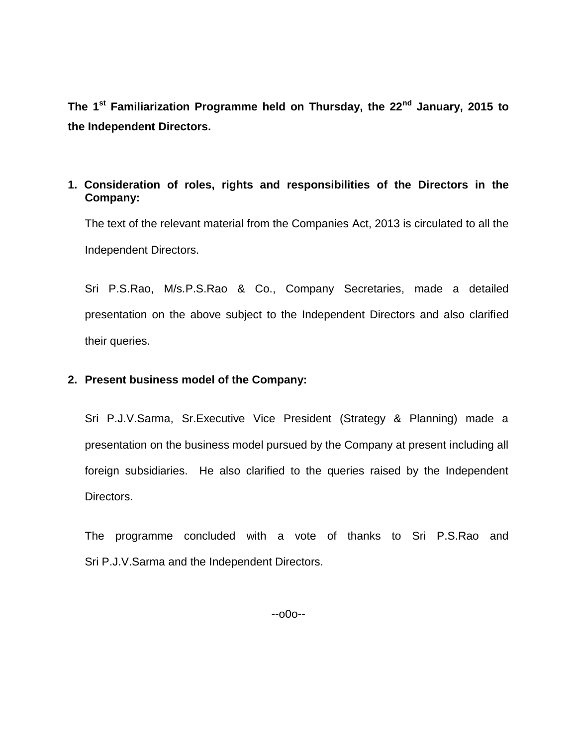**The 1st Familiarization Programme held on Thursday, the 22nd January, 2015 to the Independent Directors.**

1. **Consideration of roles, rights and responsibilities of the Directors in the Company:**

   The text of the relevant material from the Companies Act, 2013 is circulated to all the Independent Directors.

   Sri P.S.Rao, M/s.P.S.Rao & Co., Company Secretaries, made a detailed presentation on the above subject to the Independent Directors and also clarified their queries.

2. **Present business model of the Company:**

   Sri P.J.V.Sarma, Sr.Executive Vice President (Strategy & Planning) made a presentation on the business model pursued by the Company at present including all foreign subsidiaries. He also clarified to the queries raised by the Independent Directors.

   The programme concluded with a vote of thanks to Sri P.S.Rao and Sri P.J.V.Sarma and the Independent Directors.

--o0o--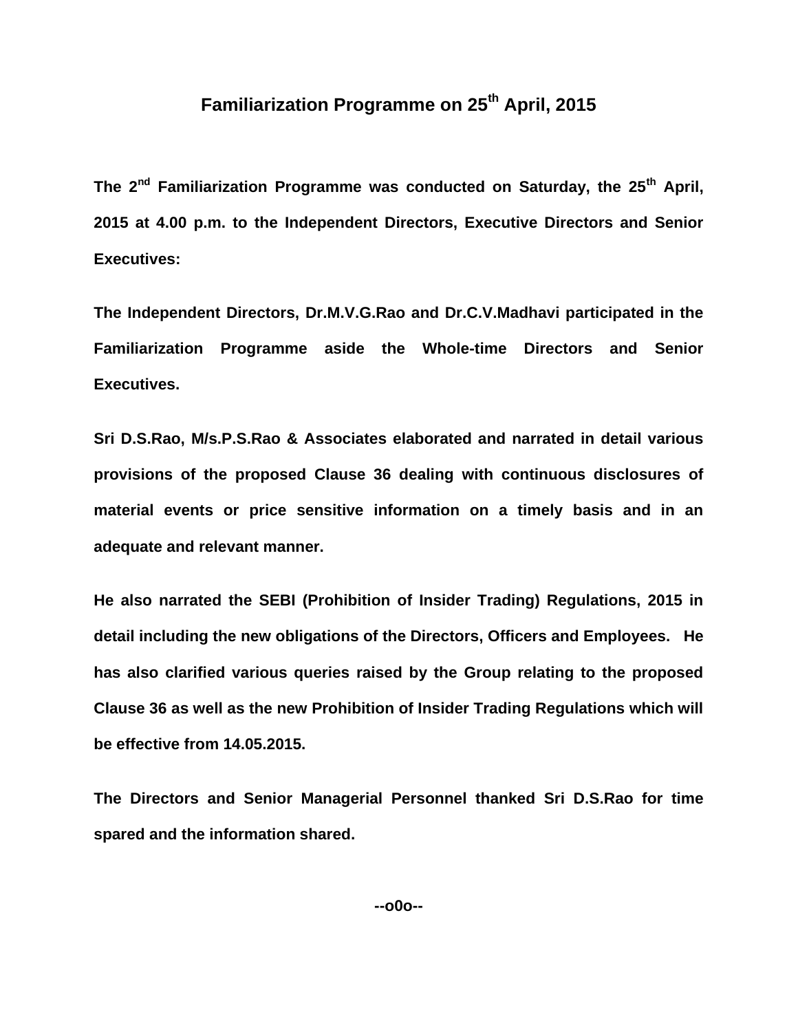# Familiarization Programme on 25th April, 2015

**The 2nd Familiarization Programme was conducted on Saturday, the 25th April, 2015 at 4.00 p.m. to the Independent Directors, Executive Directors and Senior Executives:**

**The Independent Directors, Dr.M.V.G.Rao and Dr.C.V.Madhavi participated in the Familiarization Programme aside the Whole-time Directors and Senior Executives.**

**Sri D.S.Rao, M/s.P.S.Rao & Associates elaborated and narrated in detail various provisions of the proposed Clause 36 dealing with continuous disclosures of material events or price sensitive information on a timely basis and in an adequate and relevant manner.**

**He also narrated the SEBI (Prohibition of Insider Trading) Regulations, 2015 in detail including the new obligations of the Directors, Officers and Employees. He has also clarified various queries raised by the Group relating to the proposed Clause 36 as well as the new Prohibition of Insider Trading Regulations which will be effective from 14.05.2015.**

**The Directors and Senior Managerial Personnel thanked Sri D.S.Rao for time spared and the information shared.**

**--o0o--**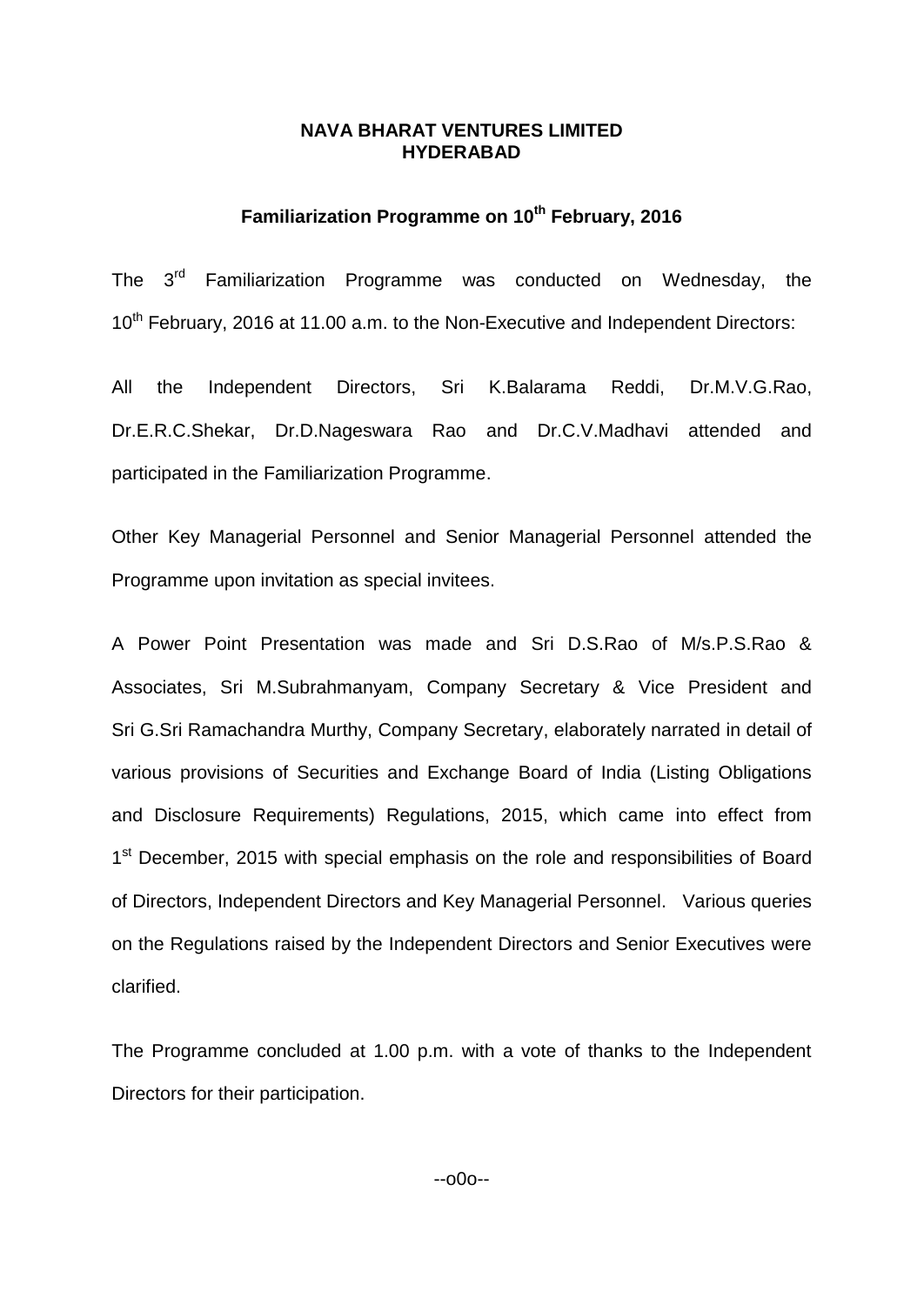**NAVA BHARAT VENTURES LIMITED**
**HYDERABAD**

## Familiarization Programme on 10th February, 2016

The 3rd Familiarization Programme was conducted on Wednesday, the 10th February, 2016 at 11.00 a.m. to the Non-Executive and Independent Directors:

All the Independent Directors, Sri K.Balarama Reddi, Dr.M.V.G.Rao, Dr.E.R.C.Shekar, Dr.D.Nageswara Rao and Dr.C.V.Madhavi attended and participated in the Familiarization Programme.

Other Key Managerial Personnel and Senior Managerial Personnel attended the Programme upon invitation as special invitees.

A Power Point Presentation was made and Sri D.S.Rao of M/s.P.S.Rao & Associates, Sri M.Subrahmanyam, Company Secretary & Vice President and Sri G.Sri Ramachandra Murthy, Company Secretary, elaborately narrated in detail of various provisions of Securities and Exchange Board of India (Listing Obligations and Disclosure Requirements) Regulations, 2015, which came into effect from 1st December, 2015 with special emphasis on the role and responsibilities of Board of Directors, Independent Directors and Key Managerial Personnel. Various queries on the Regulations raised by the Independent Directors and Senior Executives were clarified.

The Programme concluded at 1.00 p.m. with a vote of thanks to the Independent Directors for their participation.

--o0o--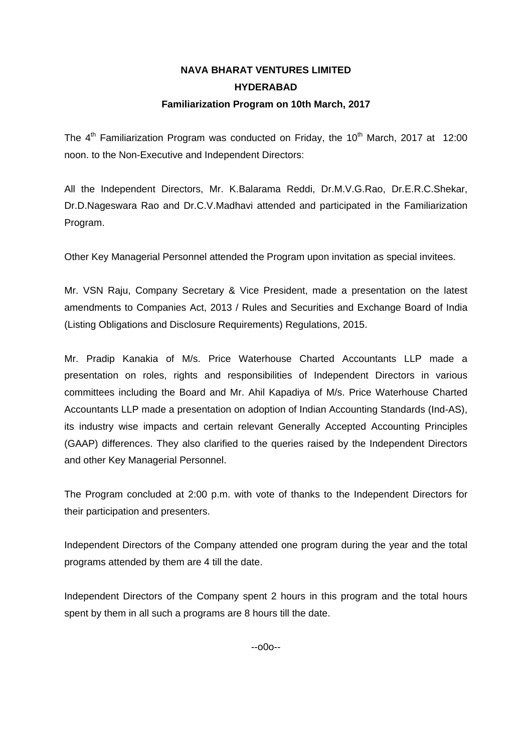**NAVA BHARAT VENTURES LIMITED**

**HYDERABAD**

**Familiarization Program on 10th March, 2017**

The 4th Familiarization Program was conducted on Friday, the 10th March, 2017 at 12:00 noon. to the Non-Executive and Independent Directors:

All the Independent Directors, Mr. K.Balarama Reddi, Dr.M.V.G.Rao, Dr.E.R.C.Shekar, Dr.D.Nageswara Rao and Dr.C.V.Madhavi attended and participated in the Familiarization Program.

Other Key Managerial Personnel attended the Program upon invitation as special invitees.

Mr. VSN Raju, Company Secretary & Vice President, made a presentation on the latest amendments to Companies Act, 2013 / Rules and Securities and Exchange Board of India (Listing Obligations and Disclosure Requirements) Regulations, 2015.

Mr. Pradip Kanakia of M/s. Price Waterhouse Charted Accountants LLP made a presentation on roles, rights and responsibilities of Independent Directors in various committees including the Board and Mr. Ahil Kapadiya of M/s. Price Waterhouse Charted Accountants LLP made a presentation on adoption of Indian Accounting Standards (Ind-AS), its industry wise impacts and certain relevant Generally Accepted Accounting Principles (GAAP) differences. They also clarified to the queries raised by the Independent Directors and other Key Managerial Personnel.

The Program concluded at 2:00 p.m. with vote of thanks to the Independent Directors for their participation and presenters.

Independent Directors of the Company attended one program during the year and the total programs attended by them are 4 till the date.

Independent Directors of the Company spent 2 hours in this program and the total hours spent by them in all such a programs are 8 hours till the date.

--o0o--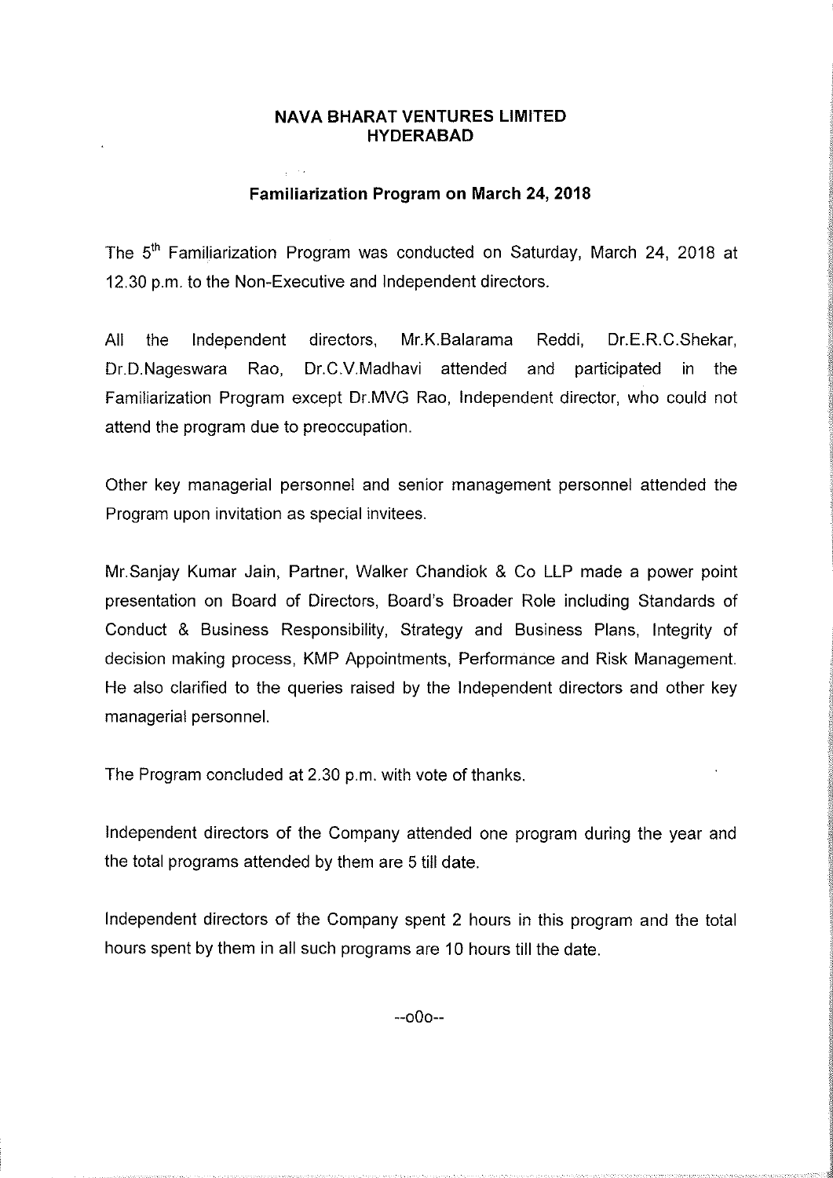# NAVA BHARAT VENTURES LIMITED
# HYDERABAD

## Familiarization Program on March 24, 2018

The 5th Familiarization Program was conducted on Saturday, March 24, 2018 at 12.30 p.m. to the Non-Executive and Independent directors.

All the Independent directors, Mr.K.Balarama Reddi, Dr.E.R.C.Shekar, Dr.D.Nageswara Rao, Dr.C.V.Madhavi attended and participated in the Familiarization Program except Dr.MVG Rao, Independent director, who could not attend the program due to preoccupation.

Other key managerial personnel and senior management personnel attended the Program upon invitation as special invitees.

Mr.Sanjay Kumar Jain, Partner, Walker Chandiok & Co LLP made a power point presentation on Board of Directors, Board's Broader Role including Standards of Conduct & Business Responsibility, Strategy and Business Plans, Integrity of decision making process, KMP Appointments, Performance and Risk Management. He also clarified to the queries raised by the Independent directors and other key managerial personnel.

The Program concluded at 2.30 p.m. with vote of thanks.

Independent directors of the Company attended one program during the year and the total programs attended by them are 5 till date.

Independent directors of the Company spent 2 hours in this program and the total hours spent by them in all such programs are 10 hours till the date.

--o0o--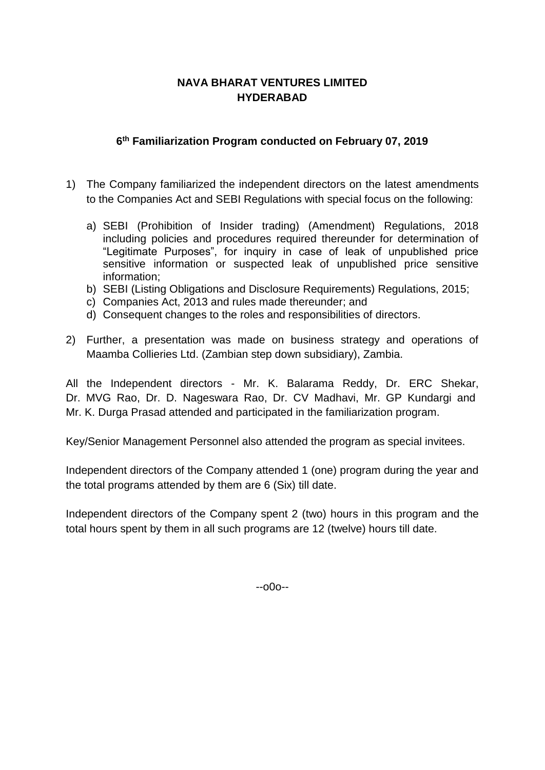**NAVA BHARAT VENTURES LIMITED**
**HYDERABAD**

**6th Familiarization Program conducted on February 07, 2019**

1) The Company familiarized the independent directors on the latest amendments to the Companies Act and SEBI Regulations with special focus on the following:

    a) SEBI (Prohibition of Insider trading) (Amendment) Regulations, 2018 including policies and procedures required thereunder for determination of "Legitimate Purposes", for inquiry in case of leak of unpublished price sensitive information or suspected leak of unpublished price sensitive information;
    b) SEBI (Listing Obligations and Disclosure Requirements) Regulations, 2015;
    c) Companies Act, 2013 and rules made thereunder; and
    d) Consequent changes to the roles and responsibilities of directors.

2) Further, a presentation was made on business strategy and operations of Maamba Collieries Ltd. (Zambian step down subsidiary), Zambia.

All the Independent directors - Mr. K. Balarama Reddy, Dr. ERC Shekar, Dr. MVG Rao, Dr. D. Nageswara Rao, Dr. CV Madhavi, Mr. GP Kundargi and Mr. K. Durga Prasad attended and participated in the familiarization program.

Key/Senior Management Personnel also attended the program as special invitees.

Independent directors of the Company attended 1 (one) program during the year and the total programs attended by them are 6 (Six) till date.

Independent directors of the Company spent 2 (two) hours in this program and the total hours spent by them in all such programs are 12 (twelve) hours till date.

--o0o--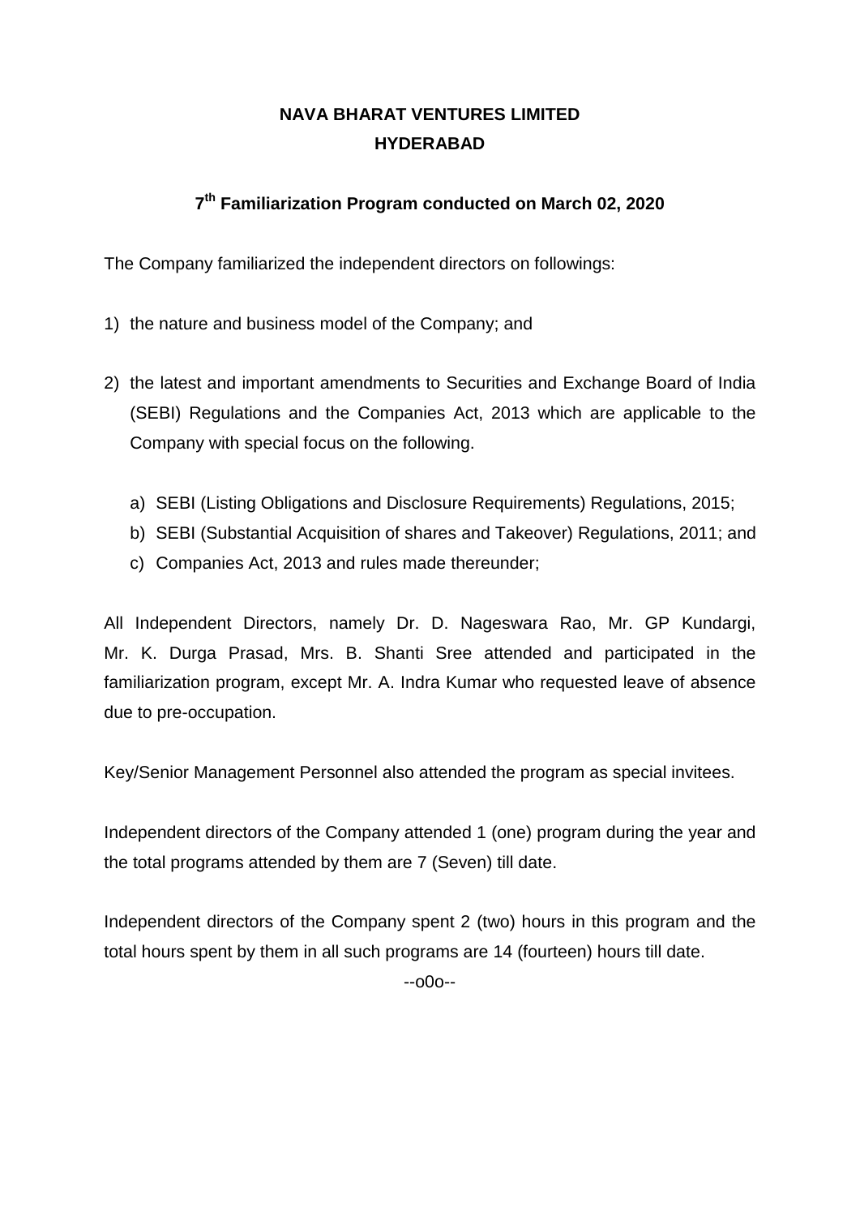# NAVA BHARAT VENTURES LIMITED
# HYDERABAD

## 7th Familiarization Program conducted on March 02, 2020

The Company familiarized the independent directors on followings:

1) the nature and business model of the Company; and

2) the latest and important amendments to Securities and Exchange Board of India (SEBI) Regulations and the Companies Act, 2013 which are applicable to the Company with special focus on the following.

    a) SEBI (Listing Obligations and Disclosure Requirements) Regulations, 2015;
    b) SEBI (Substantial Acquisition of shares and Takeover) Regulations, 2011; and
    c) Companies Act, 2013 and rules made thereunder;

All Independent Directors, namely Dr. D. Nageswara Rao, Mr. GP Kundargi, Mr. K. Durga Prasad, Mrs. B. Shanti Sree attended and participated in the familiarization program, except Mr. A. Indra Kumar who requested leave of absence due to pre-occupation.

Key/Senior Management Personnel also attended the program as special invitees.

Independent directors of the Company attended 1 (one) program during the year and the total programs attended by them are 7 (Seven) till date.

Independent directors of the Company spent 2 (two) hours in this program and the total hours spent by them in all such programs are 14 (fourteen) hours till date.

--o0o--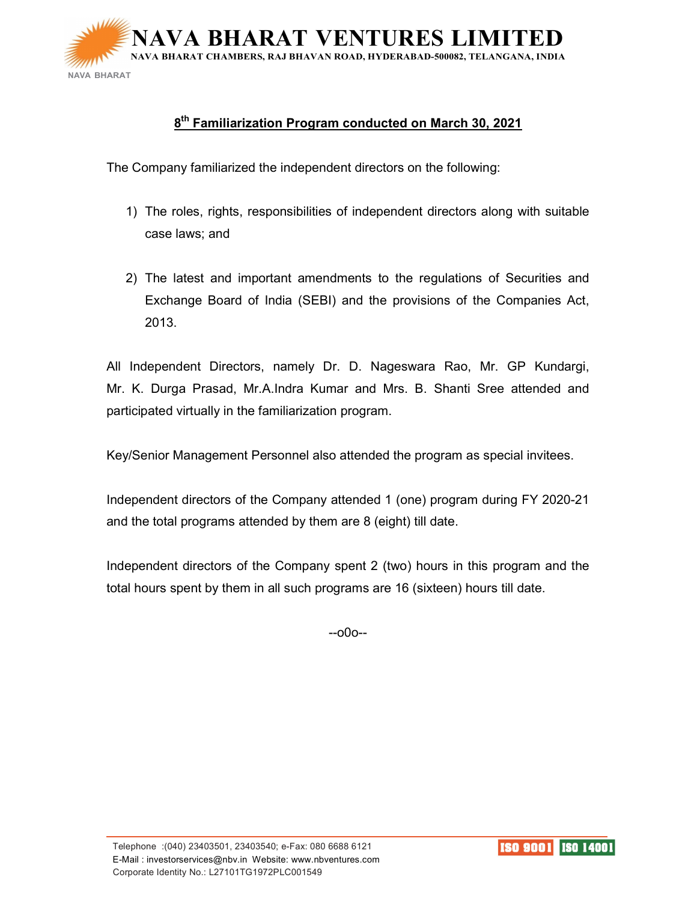# 8th Familiarization Program conducted on March 30, 2021

The Company familiarized the independent directors on the following:

1) The roles, rights, responsibilities of independent directors along with suitable case laws; and

2) The latest and important amendments to the regulations of Securities and Exchange Board of India (SEBI) and the provisions of the Companies Act, 2013.

All Independent Directors, namely Dr. D. Nageswara Rao, Mr. GP Kundargi, Mr. K. Durga Prasad, Mr.A.Indra Kumar and Mrs. B. Shanti Sree attended and participated virtually in the familiarization program.

Key/Senior Management Personnel also attended the program as special invitees.

Independent directors of the Company attended 1 (one) program during FY 2020-21 and the total programs attended by them are 8 (eight) till date.

Independent directors of the Company spent 2 (two) hours in this program and the total hours spent by them in all such programs are 16 (sixteen) hours till date.

--o0o--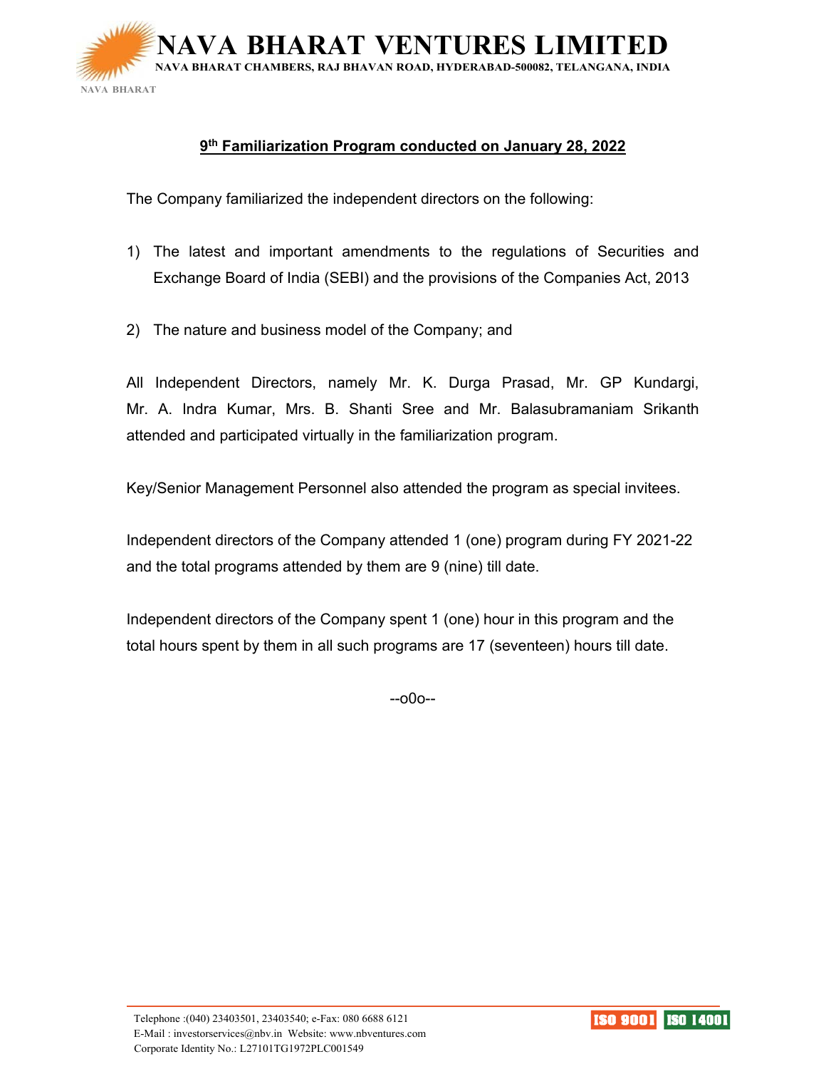## 9th Familiarization Program conducted on January 28, 2022

The Company familiarized the independent directors on the following:

1) The latest and important amendments to the regulations of Securities and Exchange Board of India (SEBI) and the provisions of the Companies Act, 2013

2) The nature and business model of the Company; and

All Independent Directors, namely Mr. K. Durga Prasad, Mr. GP Kundargi, Mr. A. Indra Kumar, Mrs. B. Shanti Sree and Mr. Balasubramaniam Srikanth attended and participated virtually in the familiarization program.

Key/Senior Management Personnel also attended the program as special invitees.

Independent directors of the Company attended 1 (one) program during FY 2021-22 and the total programs attended by them are 9 (nine) till date.

Independent directors of the Company spent 1 (one) hour in this program and the total hours spent by them in all such programs are 17 (seventeen) hours till date.

--o0o--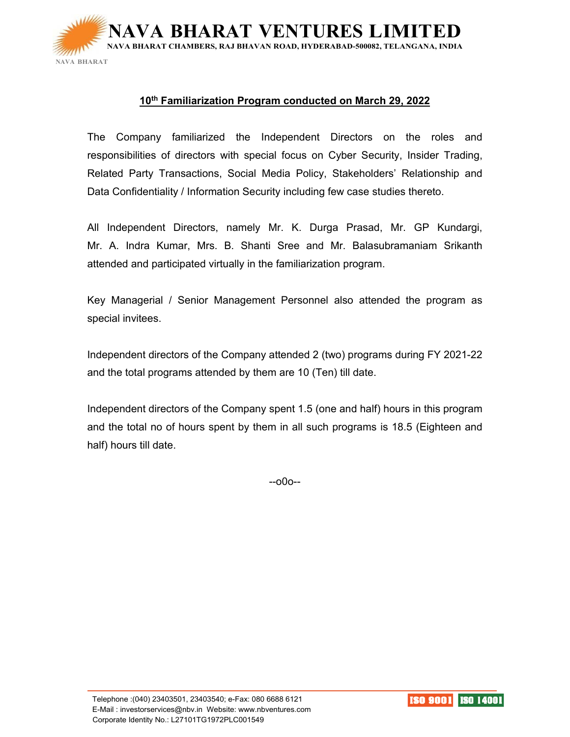**NAVA BHARAT VENTURES LIMITED**

NAVA BHARAT CHAMBERS, RAJ BHAVAN ROAD, HYDERABAD-500082, TELANGANA, INDIA

## 10th Familiarization Program conducted on March 29, 2022

The Company familiarized the Independent Directors on the roles and responsibilities of directors with special focus on Cyber Security, Insider Trading, Related Party Transactions, Social Media Policy, Stakeholders' Relationship and Data Confidentiality / Information Security including few case studies thereto.

All Independent Directors, namely Mr. K. Durga Prasad, Mr. GP Kundargi, Mr. A. Indra Kumar, Mrs. B. Shanti Sree and Mr. Balasubramaniam Srikanth attended and participated virtually in the familiarization program.

Key Managerial / Senior Management Personnel also attended the program as special invitees.

Independent directors of the Company attended 2 (two) programs during FY 2021-22 and the total programs attended by them are 10 (Ten) till date.

Independent directors of the Company spent 1.5 (one and half) hours in this program and the total no of hours spent by them in all such programs is 18.5 (Eighteen and half) hours till date.

--o0o--

Telephone :(040) 23403501, 23403540; e-Fax: 080 6688 6121
E-Mail : investorservices@nbv.in Website: www.nbventures.com
Corporate Identity No.: L27101TG1972PLC001549